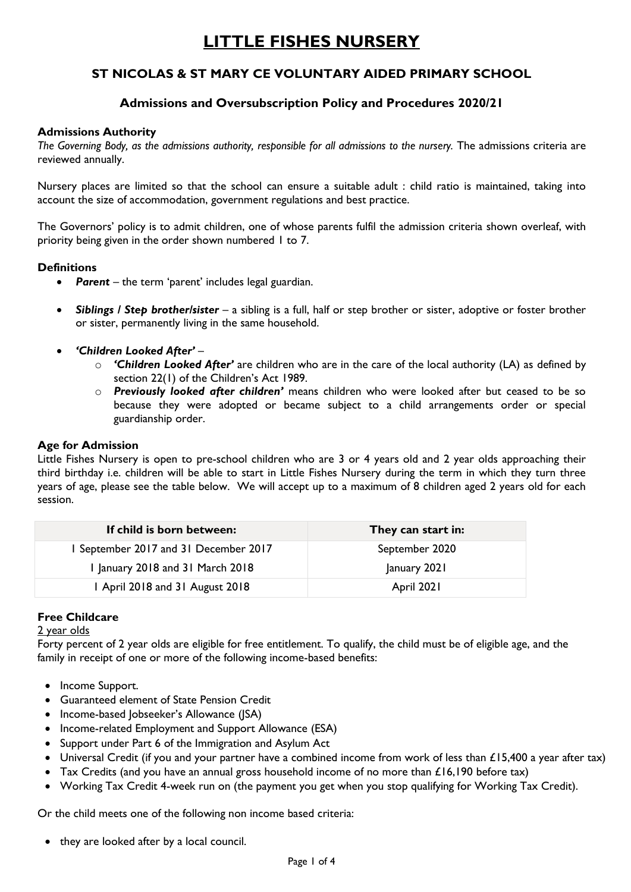# LITTLE FISHES NURSERY

## ST NICOLAS & ST MARY CE VOLUNTARY AIDED PRIMARY SCHOOL

### Admissions and Oversubscription Policy and Procedures 2020/21

**Admissions Authority**

*The Governing Body, as the admissions authority, responsible for all admissions to the nursery.* The admissions criteria are reviewed annually.

Nursery places are limited so that the school can ensure a suitable adult : child ratio is maintained, taking into account the size of accommodation, government regulations and best practice.

The Governors' policy is to admit children, one of whose parents fulfil the admission criteria shown overleaf, with priority being given in the order shown numbered 1 to 7.

**Definitions**

- ***Parent*** – the term 'parent' includes legal guardian.
- ***Siblings / Step brother/sister*** – a sibling is a full, half or step brother or sister, adoptive or foster brother or sister, permanently living in the same household.
- ***'Children Looked After'*** –
  - ***'Children Looked After'*** are children who are in the care of the local authority (LA) as defined by section 22(1) of the Children's Act 1989.
  - ***Previously looked after children'*** means children who were looked after but ceased to be so because they were adopted or became subject to a child arrangements order or special guardianship order.

**Age for Admission**

Little Fishes Nursery is open to pre-school children who are 3 or 4 years old and 2 year olds approaching their third birthday i.e. children will be able to start in Little Fishes Nursery during the term in which they turn three years of age, please see the table below. We will accept up to a maximum of 8 children aged 2 years old for each session.

| If child is born between: | They can start in: |
|---|---|
| 1 September 2017 and 31 December 2017 | September 2020 |
| 1 January 2018 and 31 March 2018 | January 2021 |
| 1 April 2018 and 31 August 2018 | April 2021 |

**Free Childcare**

2 year olds

Forty percent of 2 year olds are eligible for free entitlement. To qualify, the child must be of eligible age, and the family in receipt of one or more of the following income-based benefits:

- Income Support.
- Guaranteed element of State Pension Credit
- Income-based Jobseeker's Allowance (JSA)
- Income-related Employment and Support Allowance (ESA)
- Support under Part 6 of the Immigration and Asylum Act
- Universal Credit (if you and your partner have a combined income from work of less than £15,400 a year after tax)
- Tax Credits (and you have an annual gross household income of no more than £16,190 before tax)
- Working Tax Credit 4-week run on (the payment you get when you stop qualifying for Working Tax Credit).

Or the child meets one of the following non income based criteria:

- they are looked after by a local council.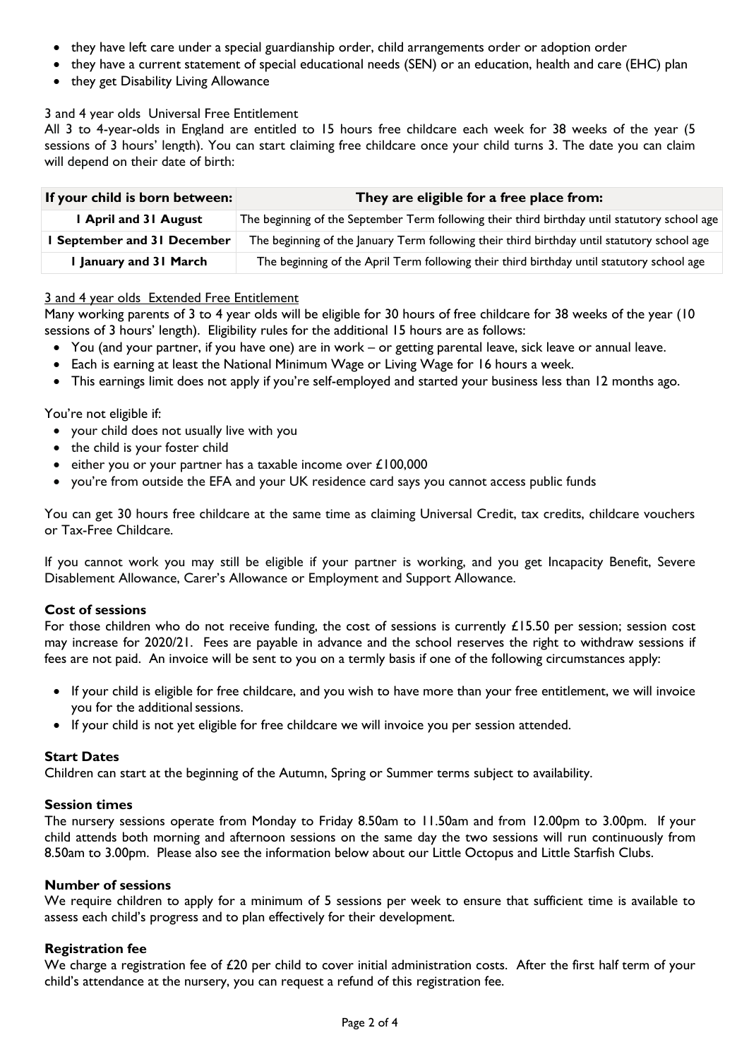- they have left care under a special guardianship order, child arrangements order or adoption order
- they have a current statement of special educational needs (SEN) or an education, health and care (EHC) plan
- they get Disability Living Allowance

3 and 4 year olds Universal Free Entitlement

All 3 to 4-year-olds in England are entitled to 15 hours free childcare each week for 38 weeks of the year (5 sessions of 3 hours' length). You can start claiming free childcare once your child turns 3. The date you can claim will depend on their date of birth:

| If your child is born between: | They are eligible for a free place from: |
|---|---|
| 1 April and 31 August | The beginning of the September Term following their third birthday until statutory school age |
| 1 September and 31 December | The beginning of the January Term following their third birthday until statutory school age |
| 1 January and 31 March | The beginning of the April Term following their third birthday until statutory school age |

3 and 4 year olds Extended Free Entitlement

Many working parents of 3 to 4 year olds will be eligible for 30 hours of free childcare for 38 weeks of the year (10 sessions of 3 hours' length). Eligibility rules for the additional 15 hours are as follows:

- You (and your partner, if you have one) are in work – or getting parental leave, sick leave or annual leave.
- Each is earning at least the National Minimum Wage or Living Wage for 16 hours a week.
- This earnings limit does not apply if you're self-employed and started your business less than 12 months ago.

You're not eligible if:

- your child does not usually live with you
- the child is your foster child
- either you or your partner has a taxable income over £100,000
- you're from outside the EFA and your UK residence card says you cannot access public funds

You can get 30 hours free childcare at the same time as claiming Universal Credit, tax credits, childcare vouchers or Tax-Free Childcare.

If you cannot work you may still be eligible if your partner is working, and you get Incapacity Benefit, Severe Disablement Allowance, Carer's Allowance or Employment and Support Allowance.

**Cost of sessions**

For those children who do not receive funding, the cost of sessions is currently £15.50 per session; session cost may increase for 2020/21. Fees are payable in advance and the school reserves the right to withdraw sessions if fees are not paid. An invoice will be sent to you on a termly basis if one of the following circumstances apply:

- If your child is eligible for free childcare, and you wish to have more than your free entitlement, we will invoice you for the additional sessions.
- If your child is not yet eligible for free childcare we will invoice you per session attended.

**Start Dates**

Children can start at the beginning of the Autumn, Spring or Summer terms subject to availability.

**Session times**

The nursery sessions operate from Monday to Friday 8.50am to 11.50am and from 12.00pm to 3.00pm. If your child attends both morning and afternoon sessions on the same day the two sessions will run continuously from 8.50am to 3.00pm. Please also see the information below about our Little Octopus and Little Starfish Clubs.

**Number of sessions**

We require children to apply for a minimum of 5 sessions per week to ensure that sufficient time is available to assess each child's progress and to plan effectively for their development.

**Registration fee**

We charge a registration fee of £20 per child to cover initial administration costs. After the first half term of your child's attendance at the nursery, you can request a refund of this registration fee.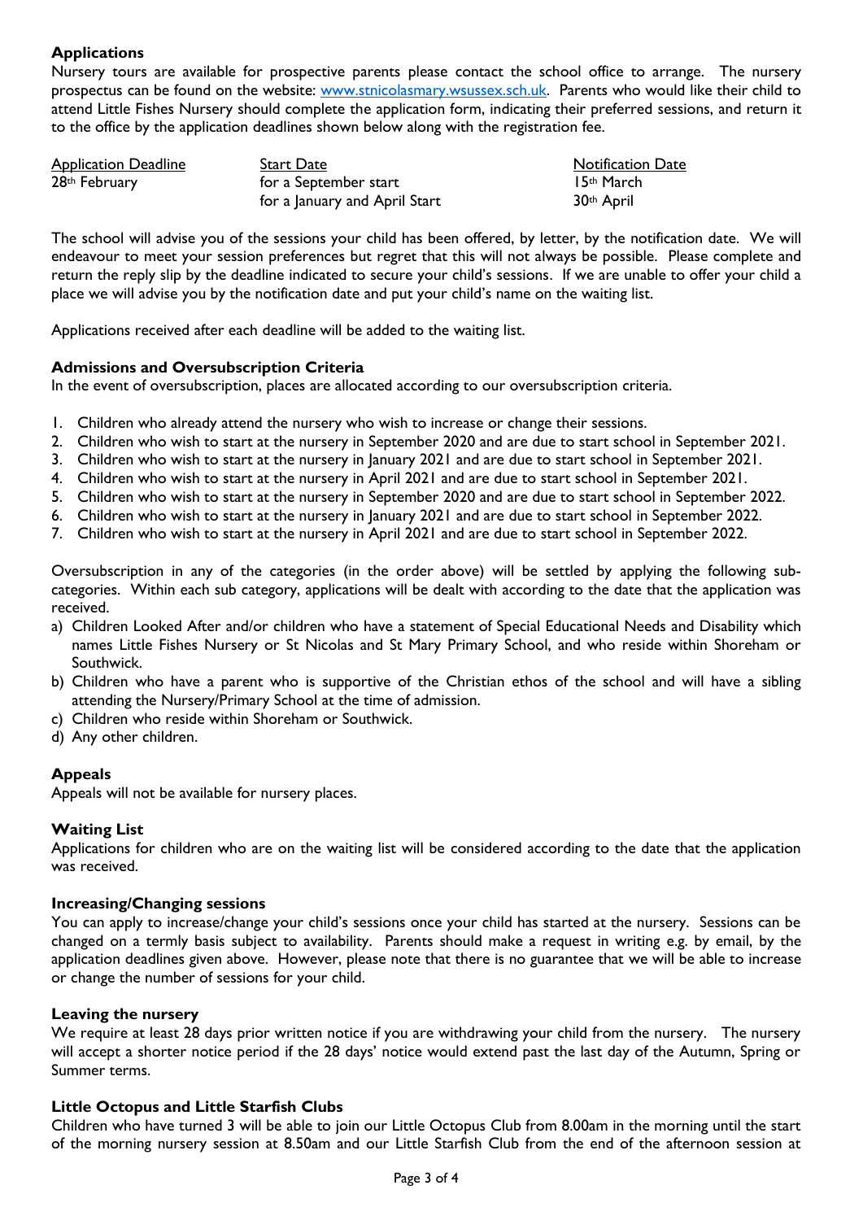## Applications

Nursery tours are available for prospective parents please contact the school office to arrange. The nursery prospectus can be found on the website: [www.stnicolasmary.wsussex.sch.uk](http://www.stnicolasmary.wsussex.sch.uk). Parents who would like their child to attend Little Fishes Nursery should complete the application form, indicating their preferred sessions, and return it to the office by the application deadlines shown below along with the registration fee.

| Application Deadline | Start Date | Notification Date |
|---|---|---|
| 28th February | for a September start | 15th March |
| | for a January and April Start | 30th April |

The school will advise you of the sessions your child has been offered, by letter, by the notification date. We will endeavour to meet your session preferences but regret that this will not always be possible. Please complete and return the reply slip by the deadline indicated to secure your child's sessions. If we are unable to offer your child a place we will advise you by the notification date and put your child's name on the waiting list.

Applications received after each deadline will be added to the waiting list.

## Admissions and Oversubscription Criteria

In the event of oversubscription, places are allocated according to our oversubscription criteria.

1. Children who already attend the nursery who wish to increase or change their sessions.
2. Children who wish to start at the nursery in September 2020 and are due to start school in September 2021.
3. Children who wish to start at the nursery in January 2021 and are due to start school in September 2021.
4. Children who wish to start at the nursery in April 2021 and are due to start school in September 2021.
5. Children who wish to start at the nursery in September 2020 and are due to start school in September 2022.
6. Children who wish to start at the nursery in January 2021 and are due to start school in September 2022.
7. Children who wish to start at the nursery in April 2021 and are due to start school in September 2022.

Oversubscription in any of the categories (in the order above) will be settled by applying the following sub-categories. Within each sub category, applications will be dealt with according to the date that the application was received.

a) Children Looked After and/or children who have a statement of Special Educational Needs and Disability which names Little Fishes Nursery or St Nicolas and St Mary Primary School, and who reside within Shoreham or Southwick.
b) Children who have a parent who is supportive of the Christian ethos of the school and will have a sibling attending the Nursery/Primary School at the time of admission.
c) Children who reside within Shoreham or Southwick.
d) Any other children.

## Appeals

Appeals will not be available for nursery places.

## Waiting List

Applications for children who are on the waiting list will be considered according to the date that the application was received.

## Increasing/Changing sessions

You can apply to increase/change your child's sessions once your child has started at the nursery. Sessions can be changed on a termly basis subject to availability. Parents should make a request in writing e.g. by email, by the application deadlines given above. However, please note that there is no guarantee that we will be able to increase or change the number of sessions for your child.

## Leaving the nursery

We require at least 28 days prior written notice if you are withdrawing your child from the nursery. The nursery will accept a shorter notice period if the 28 days' notice would extend past the last day of the Autumn, Spring or Summer terms.

## Little Octopus and Little Starfish Clubs

Children who have turned 3 will be able to join our Little Octopus Club from 8.00am in the morning until the start of the morning nursery session at 8.50am and our Little Starfish Club from the end of the afternoon session at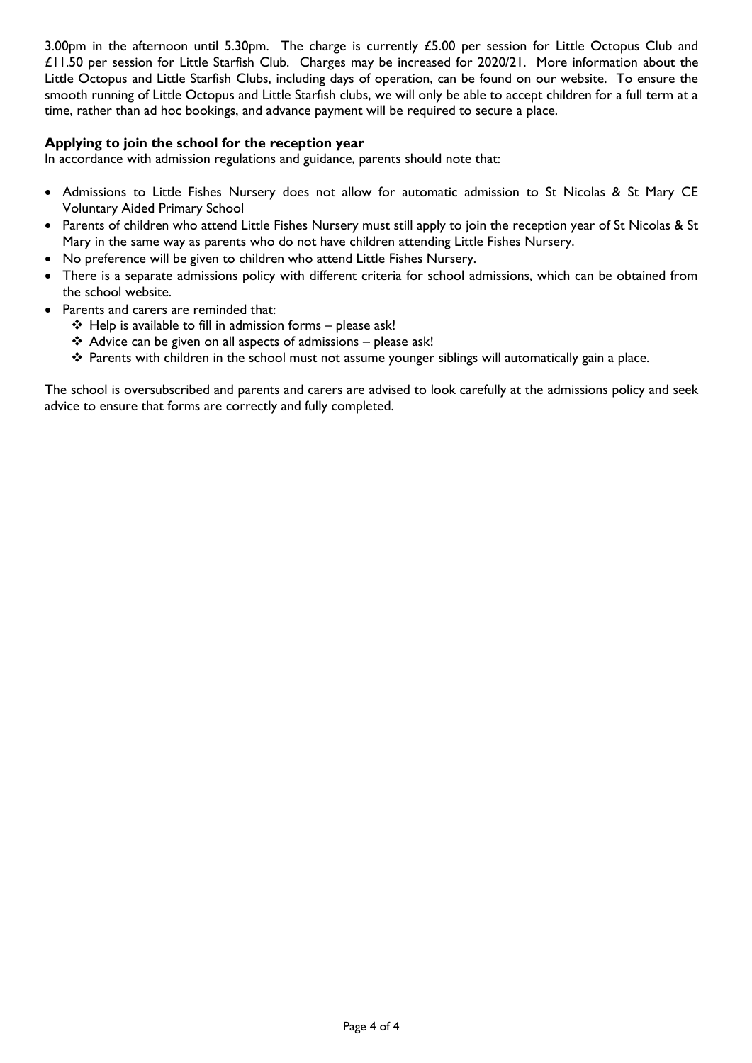3.00pm in the afternoon until 5.30pm. The charge is currently £5.00 per session for Little Octopus Club and £11.50 per session for Little Starfish Club. Charges may be increased for 2020/21. More information about the Little Octopus and Little Starfish Clubs, including days of operation, can be found on our website. To ensure the smooth running of Little Octopus and Little Starfish clubs, we will only be able to accept children for a full term at a time, rather than ad hoc bookings, and advance payment will be required to secure a place.

**Applying to join the school for the reception year**

In accordance with admission regulations and guidance, parents should note that:

- Admissions to Little Fishes Nursery does not allow for automatic admission to St Nicolas & St Mary CE Voluntary Aided Primary School
- Parents of children who attend Little Fishes Nursery must still apply to join the reception year of St Nicolas & St Mary in the same way as parents who do not have children attending Little Fishes Nursery.
- No preference will be given to children who attend Little Fishes Nursery.
- There is a separate admissions policy with different criteria for school admissions, which can be obtained from the school website.
- Parents and carers are reminded that:
  - Help is available to fill in admission forms – please ask!
  - Advice can be given on all aspects of admissions – please ask!
  - Parents with children in the school must not assume younger siblings will automatically gain a place.

The school is oversubscribed and parents and carers are advised to look carefully at the admissions policy and seek advice to ensure that forms are correctly and fully completed.